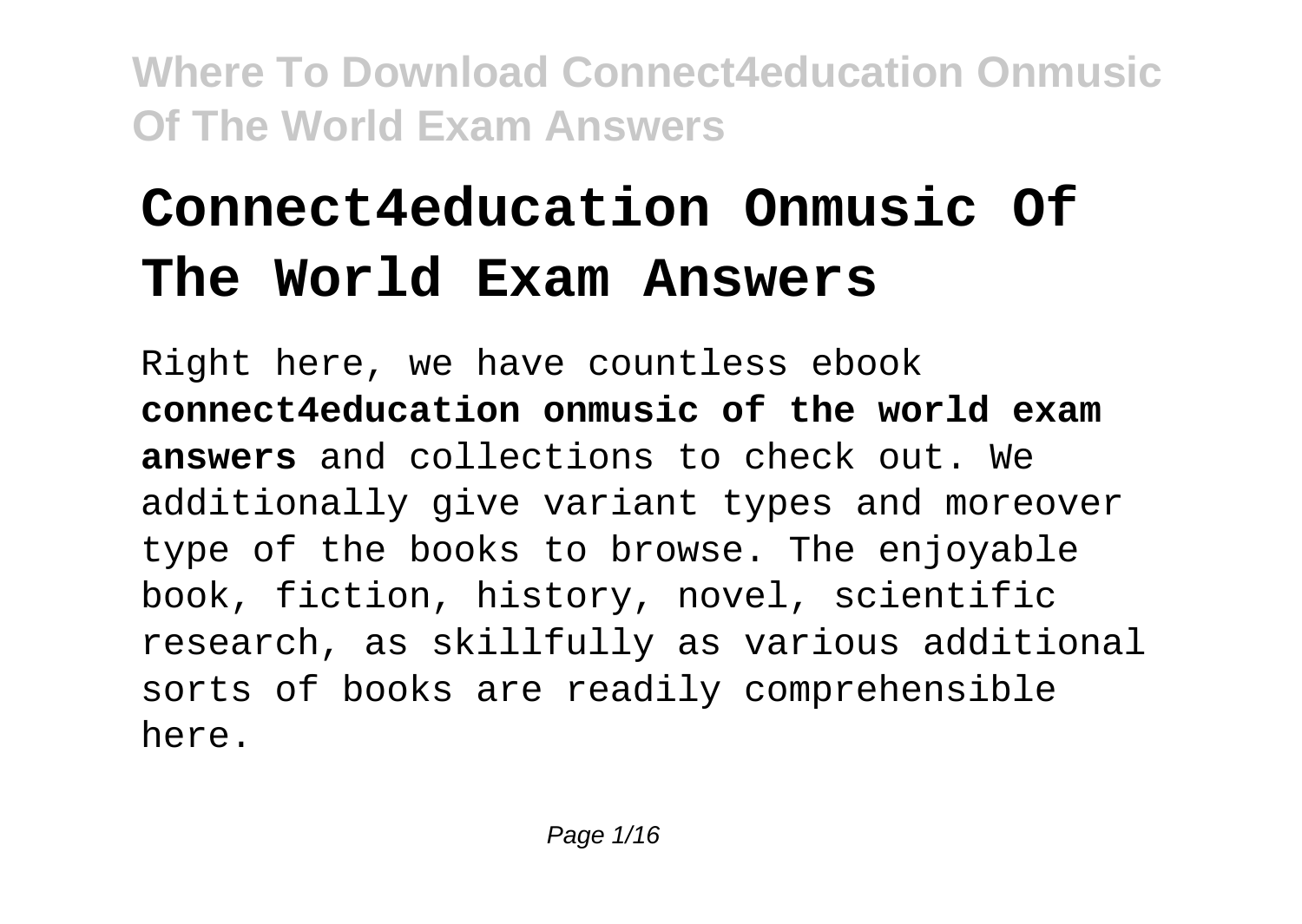# Connect4education Onmusic Of The World Exam Answers

Right here, we have countless ebook **connect4education onmusic of the world exam answers** and collections to check out. We additionally give variant types and moreover type of the books to browse. The enjoyable book, fiction, history, novel, scientific research, as skillfully as various additional sorts of books are readily comprehensible here.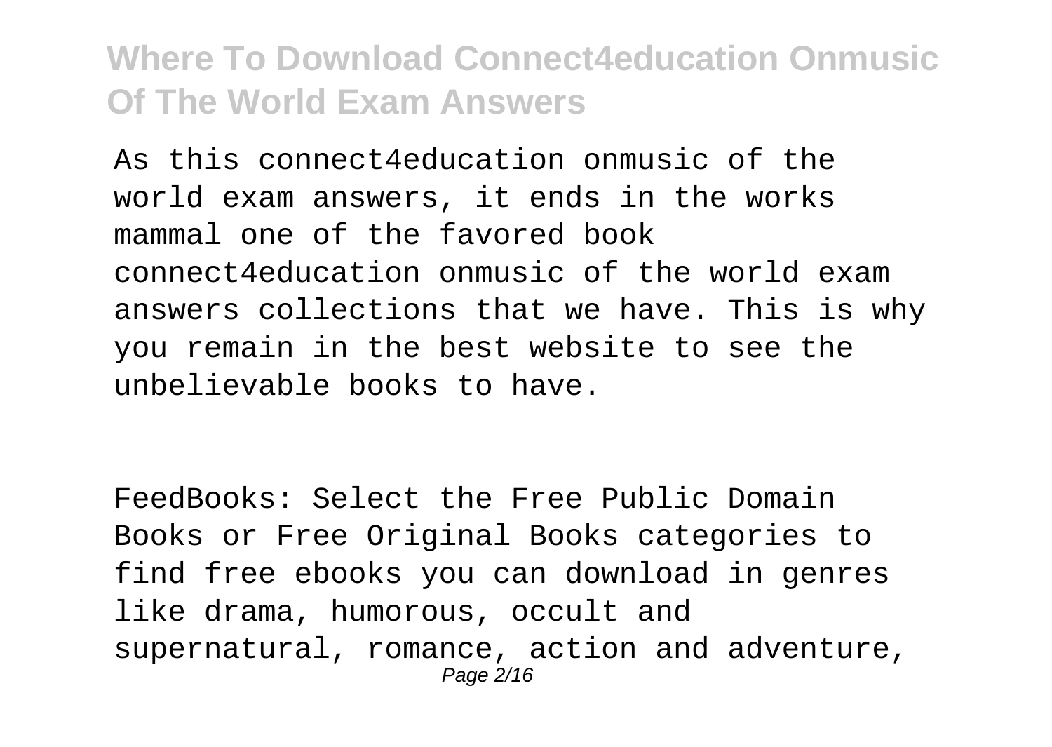As this connect4education onmusic of the world exam answers, it ends in the works mammal one of the favored book connect4education onmusic of the world exam answers collections that we have. This is why you remain in the best website to see the unbelievable books to have.

FeedBooks: Select the Free Public Domain Books or Free Original Books categories to find free ebooks you can download in genres like drama, humorous, occult and supernatural, romance, action and adventure,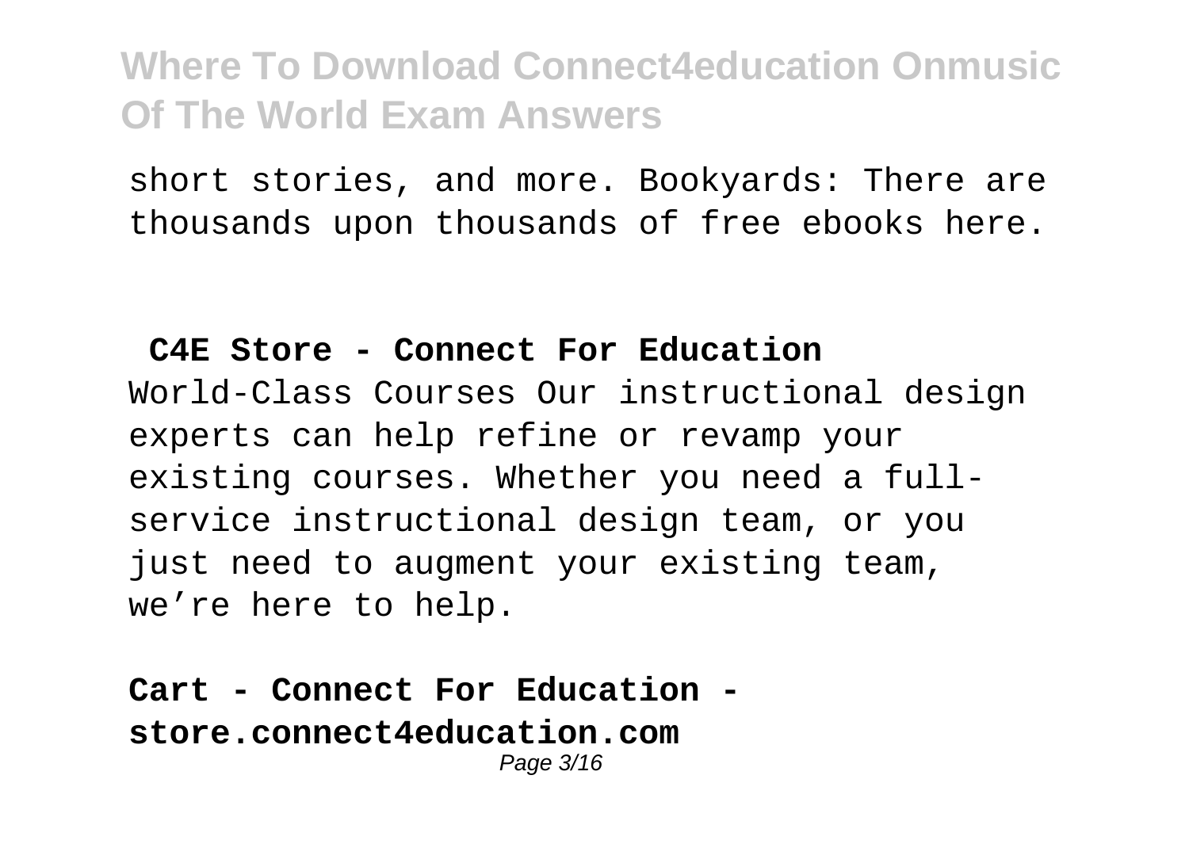short stories, and more. Bookyards: There are thousands upon thousands of free ebooks here.

**C4E Store - Connect For Education**

World-Class Courses Our instructional design experts can help refine or revamp your existing courses. Whether you need a full-service instructional design team, or you just need to augment your existing team, we're here to help.

**Cart - Connect For Education - store.connect4education.com**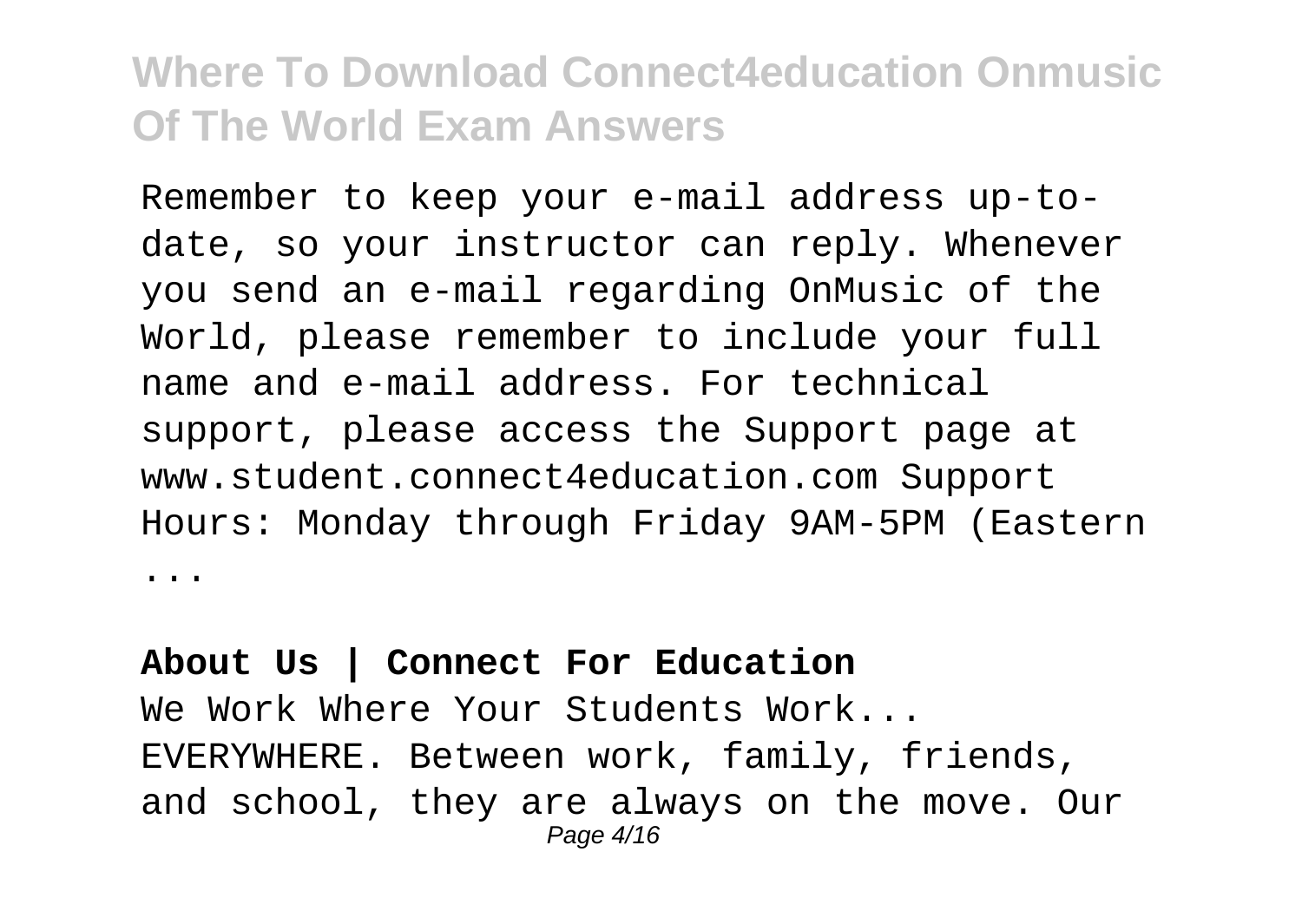Remember to keep your e-mail address up-to-date, so your instructor can reply. Whenever you send an e-mail regarding OnMusic of the World, please remember to include your full name and e-mail address. For technical support, please access the Support page at www.student.connect4education.com Support Hours: Monday through Friday 9AM-5PM (Eastern ...

**About Us | Connect For Education**

We Work Where Your Students Work... EVERYWHERE. Between work, family, friends, and school, they are always on the move. Our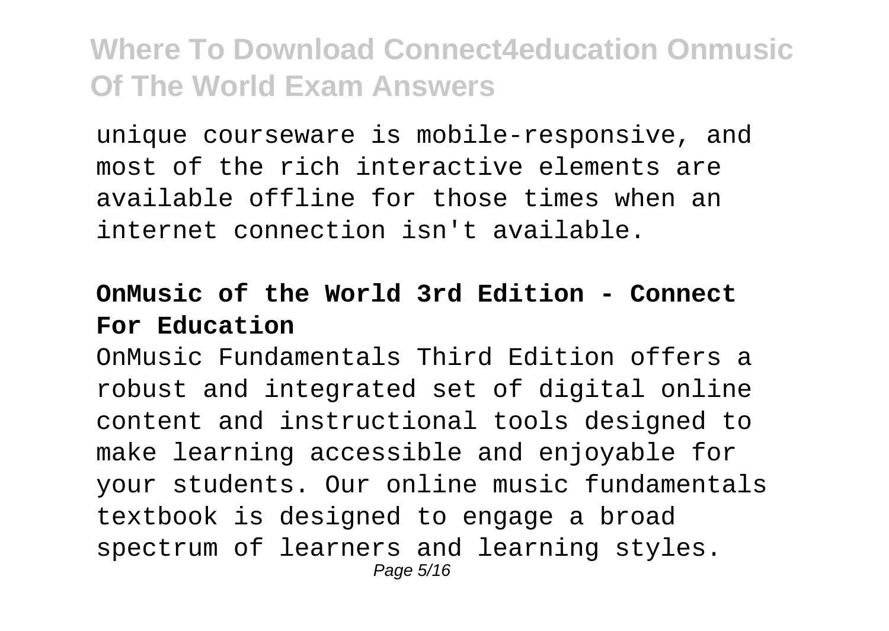unique courseware is mobile-responsive, and most of the rich interactive elements are available offline for those times when an internet connection isn't available.

**OnMusic of the World 3rd Edition - Connect For Education**

OnMusic Fundamentals Third Edition offers a robust and integrated set of digital online content and instructional tools designed to make learning accessible and enjoyable for your students. Our online music fundamentals textbook is designed to engage a broad spectrum of learners and learning styles.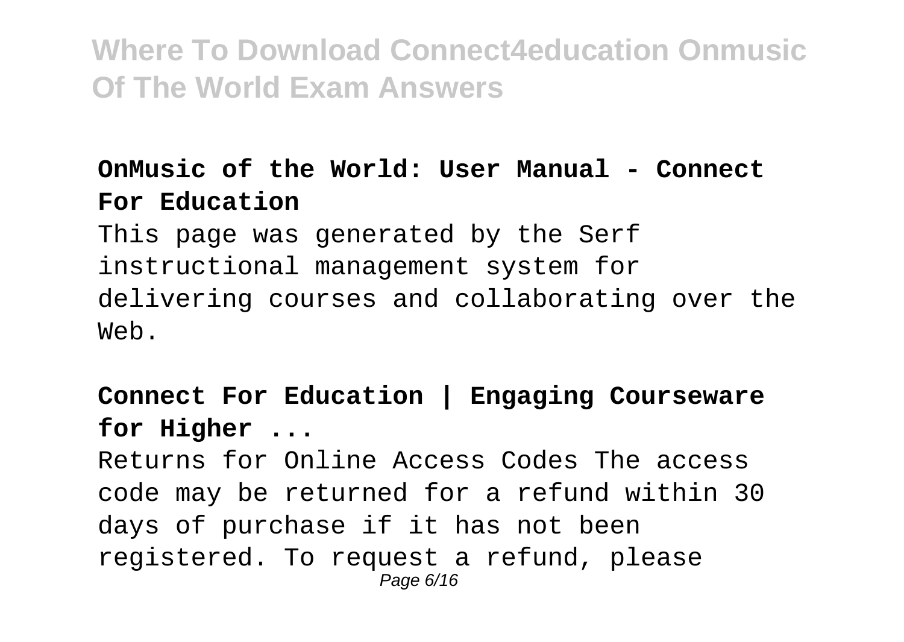**OnMusic of the World: User Manual - Connect For Education**

This page was generated by the Serf instructional management system for delivering courses and collaborating over the Web.

**Connect For Education | Engaging Courseware for Higher ...**

Returns for Online Access Codes The access code may be returned for a refund within 30 days of purchase if it has not been registered. To request a refund, please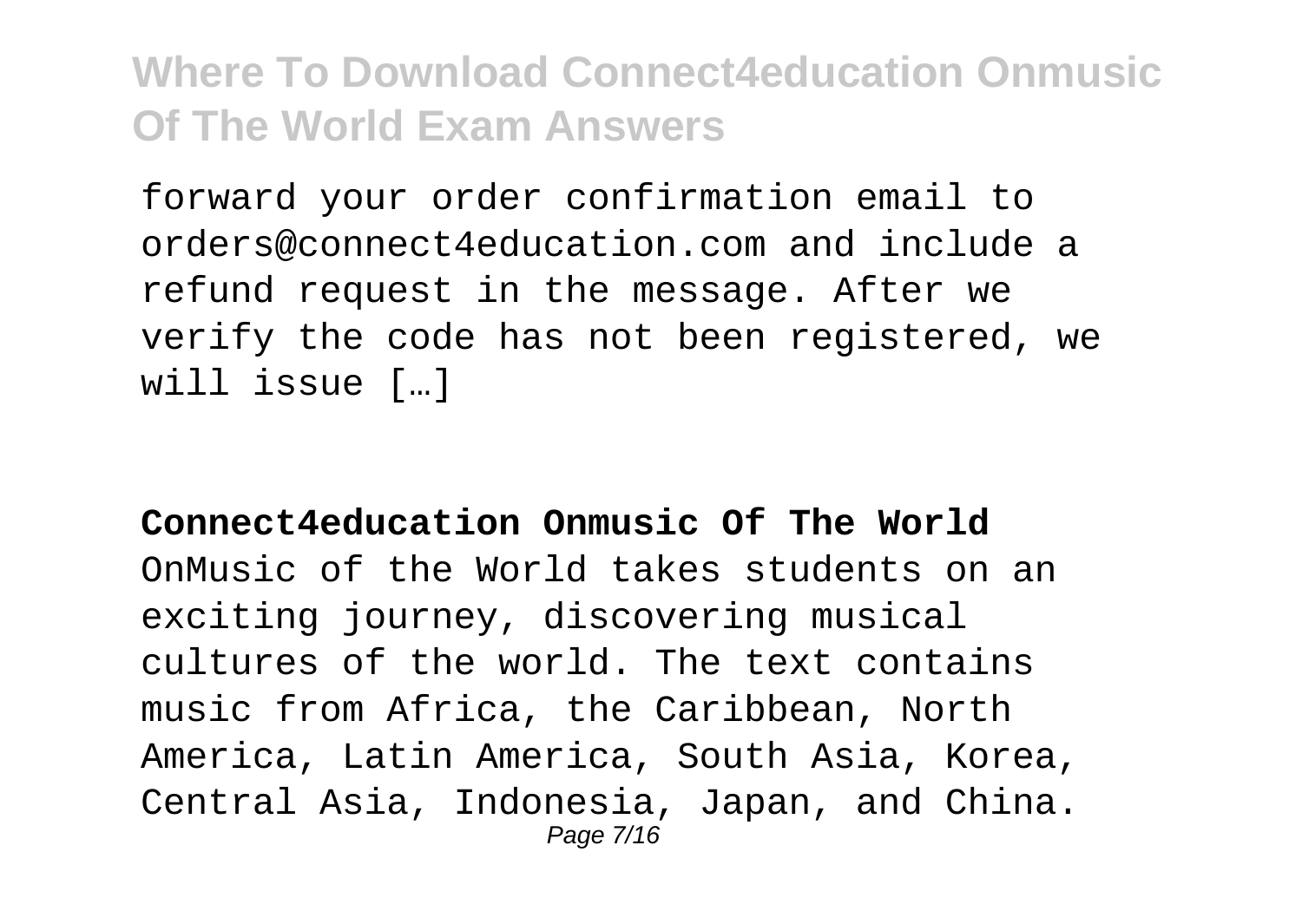forward your order confirmation email to orders@connect4education.com and include a refund request in the message. After we verify the code has not been registered, we will issue […]

**Connect4education Onmusic Of The World**

OnMusic of the World takes students on an exciting journey, discovering musical cultures of the world. The text contains music from Africa, the Caribbean, North America, Latin America, South Asia, Korea, Central Asia, Indonesia, Japan, and China.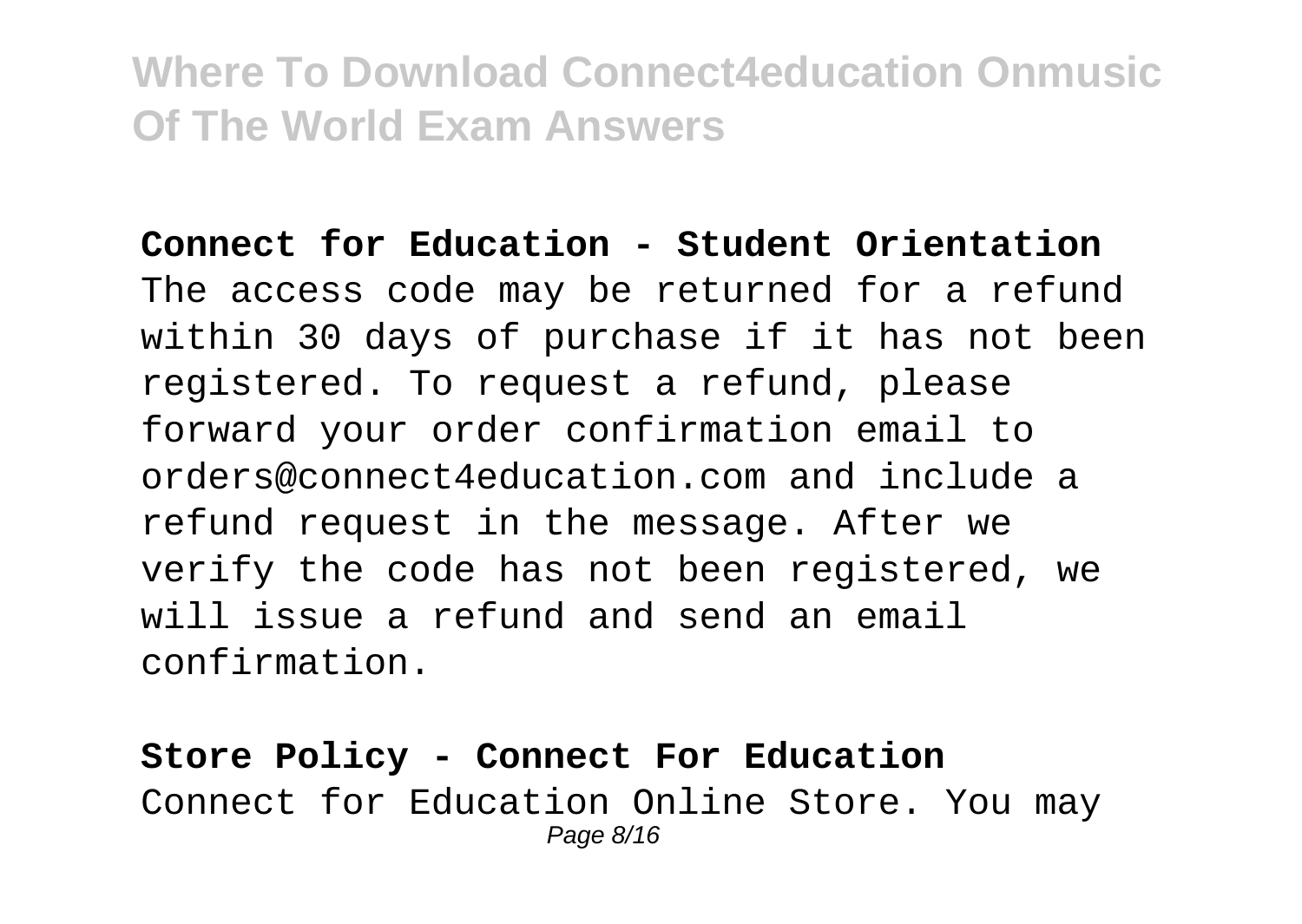**Connect for Education - Student Orientation**

The access code may be returned for a refund within 30 days of purchase if it has not been registered. To request a refund, please forward your order confirmation email to orders@connect4education.com and include a refund request in the message. After we verify the code has not been registered, we will issue a refund and send an email confirmation.

**Store Policy - Connect For Education**

Connect for Education Online Store. You may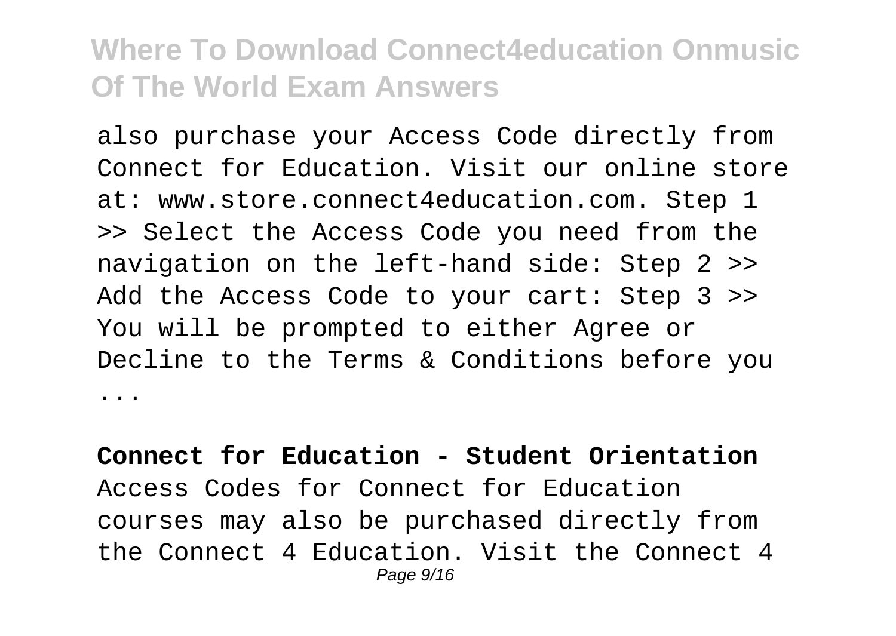also purchase your Access Code directly from Connect for Education. Visit our online store at: www.store.connect4education.com. Step 1 >> Select the Access Code you need from the navigation on the left-hand side: Step 2 >> Add the Access Code to your cart: Step 3 >> You will be prompted to either Agree or Decline to the Terms & Conditions before you ...

**Connect for Education - Student Orientation**

Access Codes for Connect for Education courses may also be purchased directly from the Connect 4 Education. Visit the Connect 4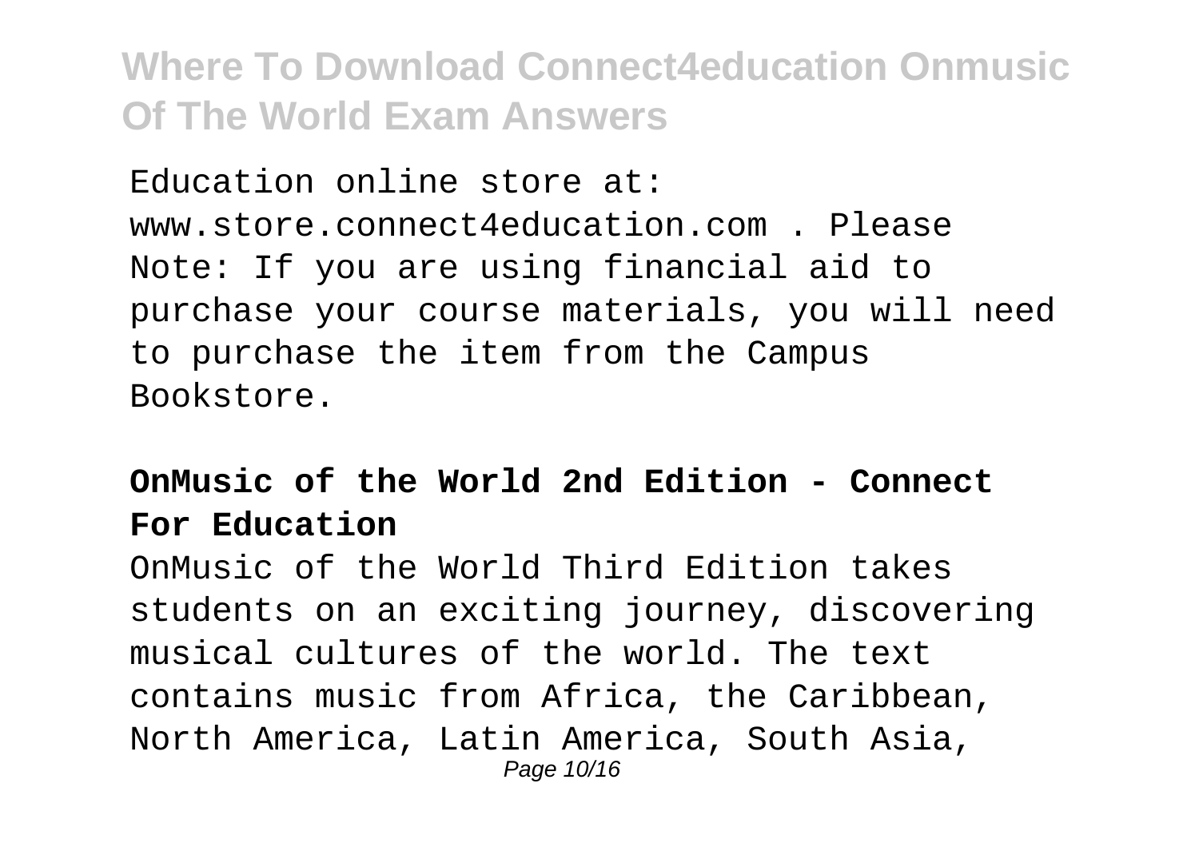Education online store at: www.store.connect4education.com . Please Note: If you are using financial aid to purchase your course materials, you will need to purchase the item from the Campus Bookstore.

**OnMusic of the World 2nd Edition - Connect For Education**

OnMusic of the World Third Edition takes students on an exciting journey, discovering musical cultures of the world. The text contains music from Africa, the Caribbean, North America, Latin America, South Asia,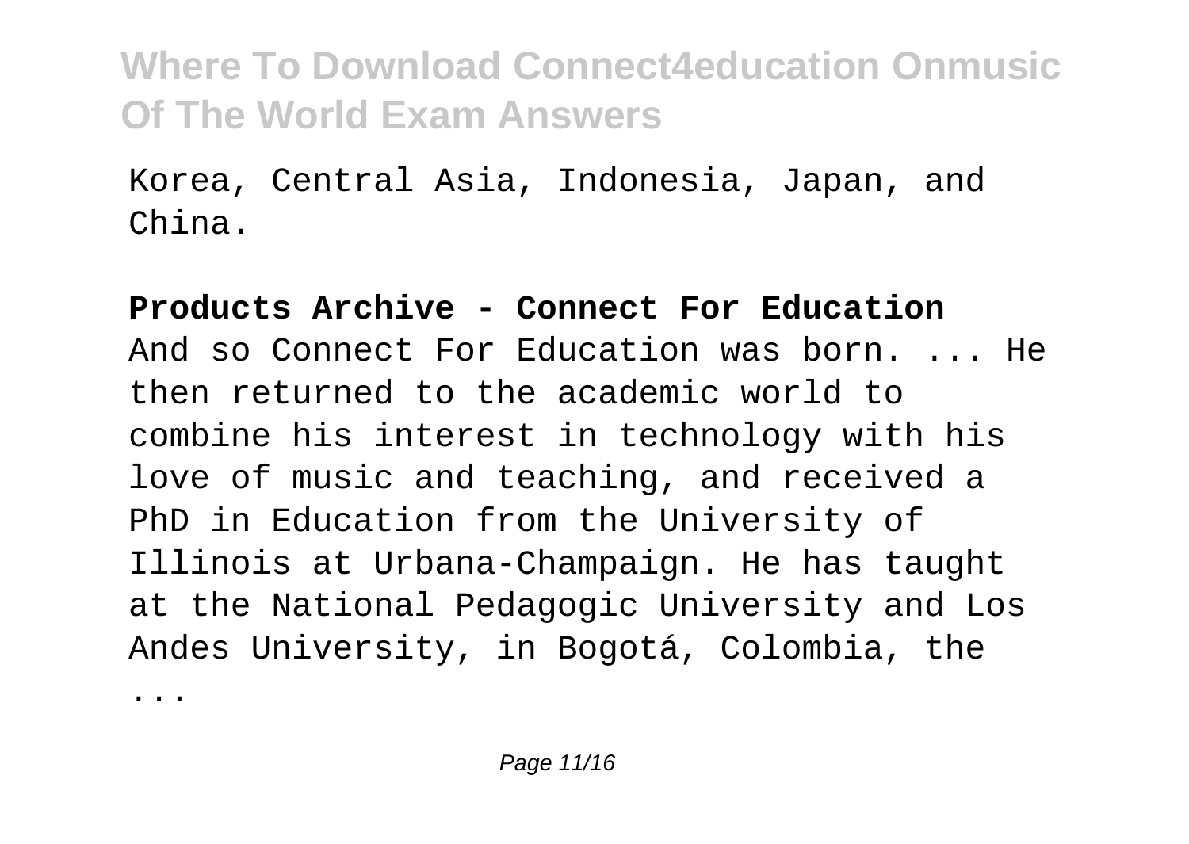Korea, Central Asia, Indonesia, Japan, and China.

**Products Archive - Connect For Education**

And so Connect For Education was born. ... He then returned to the academic world to combine his interest in technology with his love of music and teaching, and received a PhD in Education from the University of Illinois at Urbana-Champaign. He has taught at the National Pedagogic University and Los Andes University, in Bogotá, Colombia, the ...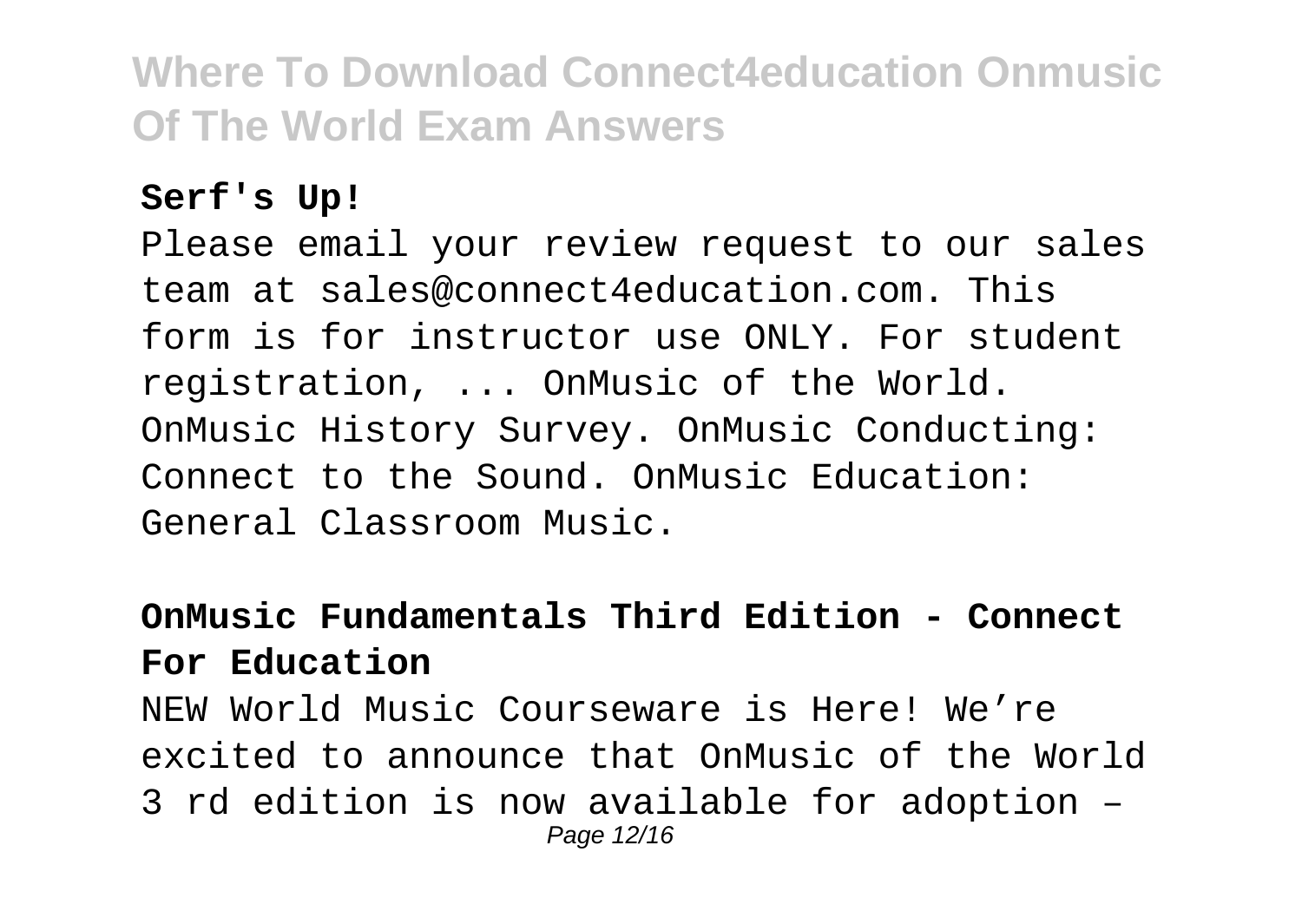**Serf's Up!**

Please email your review request to our sales team at sales@connect4education.com. This form is for instructor use ONLY. For student registration, ... OnMusic of the World. OnMusic History Survey. OnMusic Conducting: Connect to the Sound. OnMusic Education: General Classroom Music.

**OnMusic Fundamentals Third Edition - Connect For Education**

NEW World Music Courseware is Here! We're excited to announce that OnMusic of the World 3 rd edition is now available for adoption –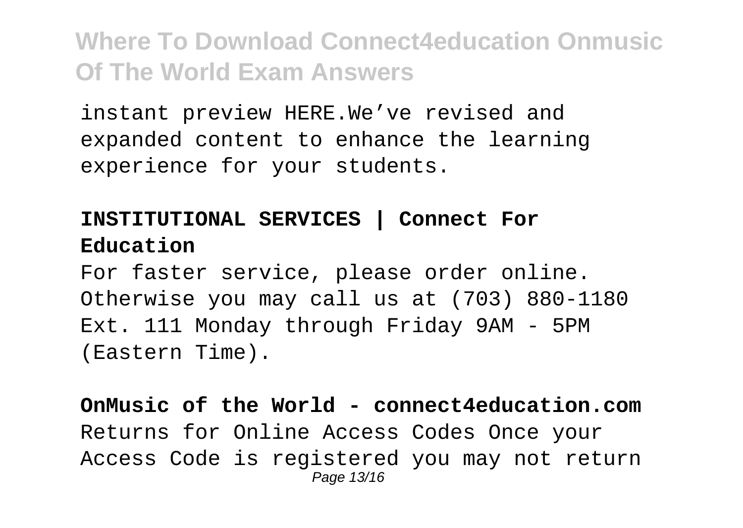instant preview HERE.We’ve revised and expanded content to enhance the learning experience for your students.

**INSTITUTIONAL SERVICES | Connect For Education**

For faster service, please order online. Otherwise you may call us at (703) 880-1180 Ext. 111 Monday through Friday 9AM - 5PM (Eastern Time).

**OnMusic of the World - connect4education.com**

Returns for Online Access Codes Once your Access Code is registered you may not return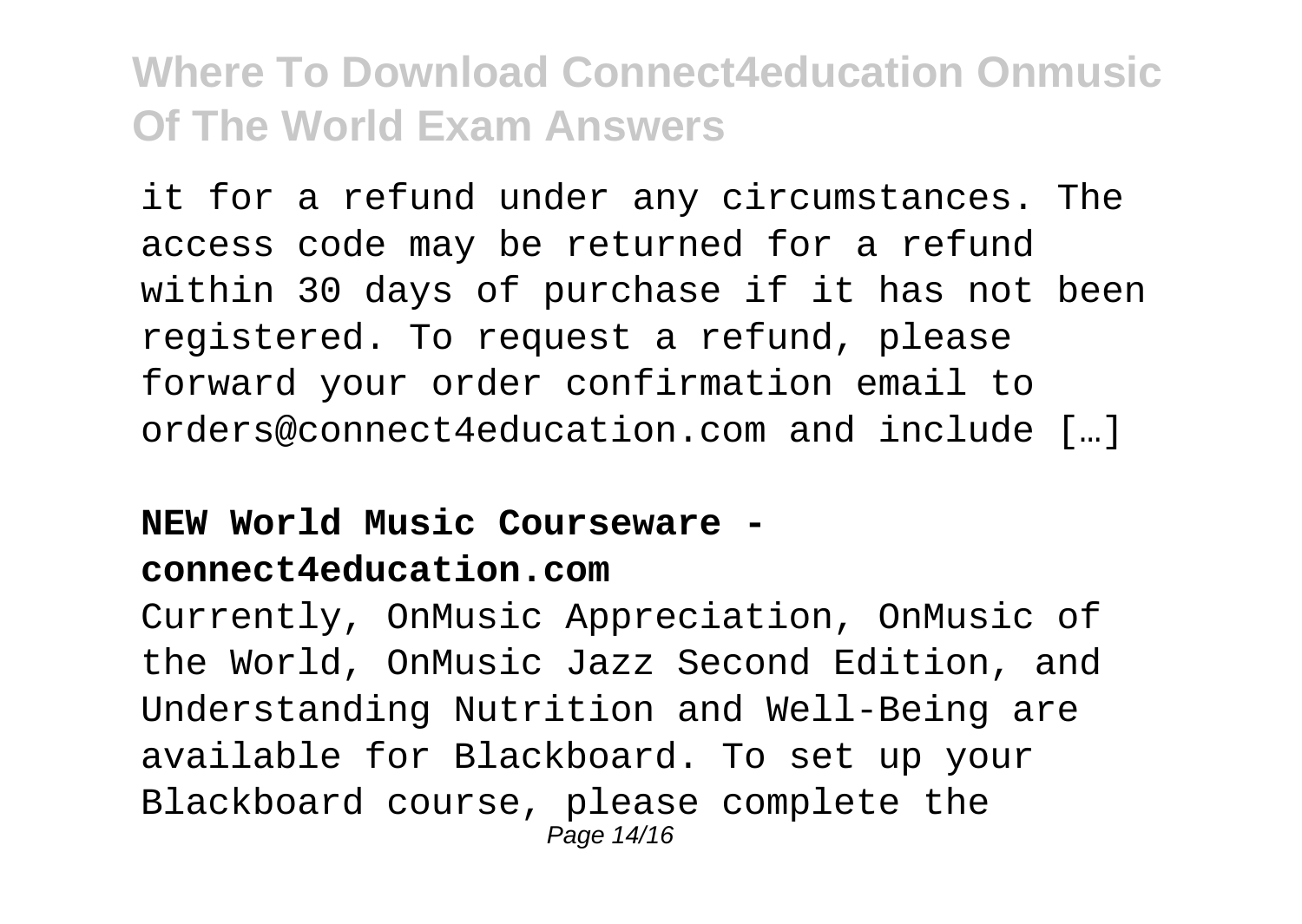it for a refund under any circumstances. The access code may be returned for a refund within 30 days of purchase if it has not been registered. To request a refund, please forward your order confirmation email to orders@connect4education.com and include […]

**NEW World Music Courseware - connect4education.com**

Currently, OnMusic Appreciation, OnMusic of the World, OnMusic Jazz Second Edition, and Understanding Nutrition and Well-Being are available for Blackboard. To set up your Blackboard course, please complete the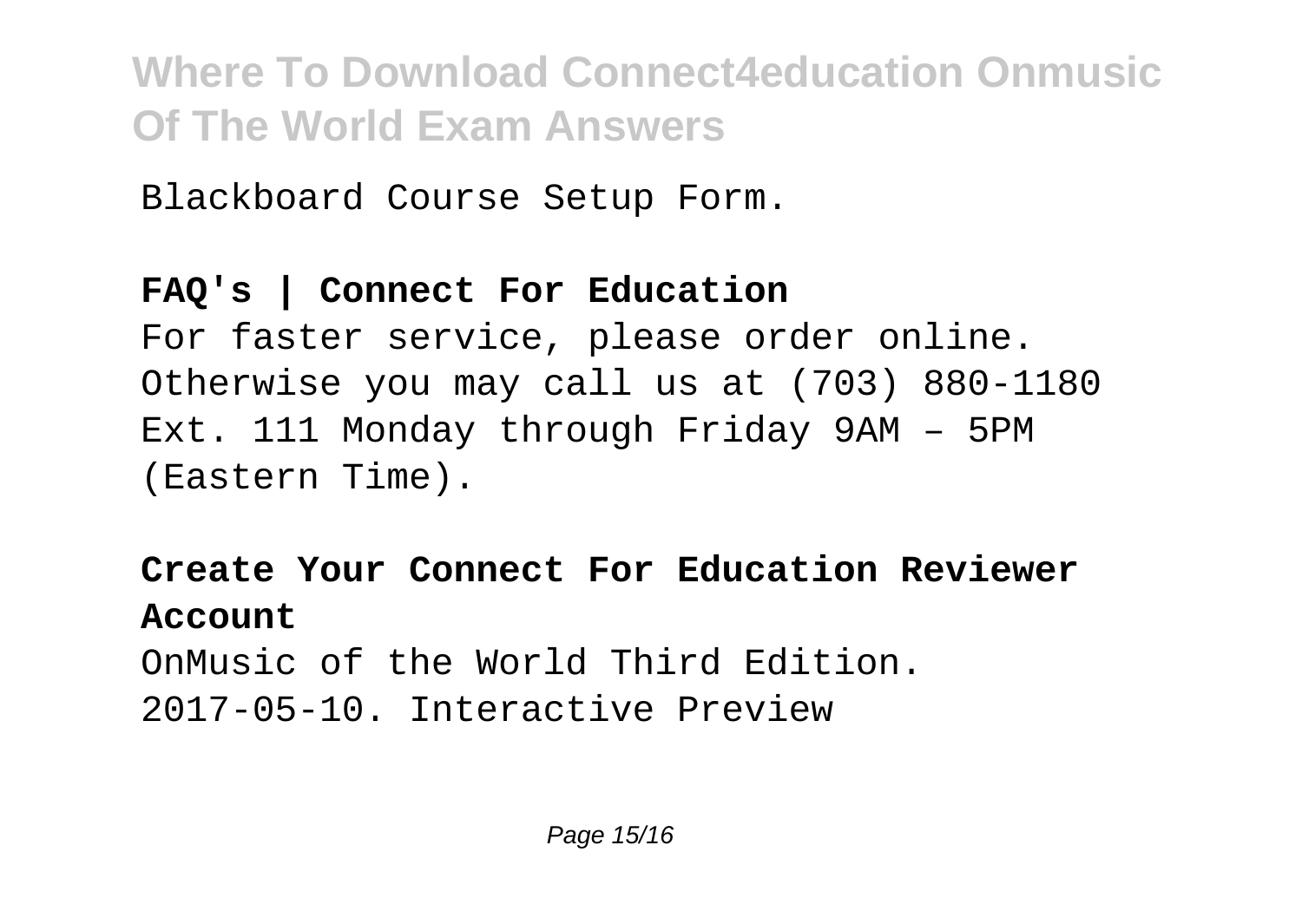Blackboard Course Setup Form.

**FAQ's | Connect For Education**

For faster service, please order online. Otherwise you may call us at (703) 880-1180 Ext. 111 Monday through Friday 9AM – 5PM (Eastern Time).

**Create Your Connect For Education Reviewer Account**

OnMusic of the World Third Edition. 2017-05-10. Interactive Preview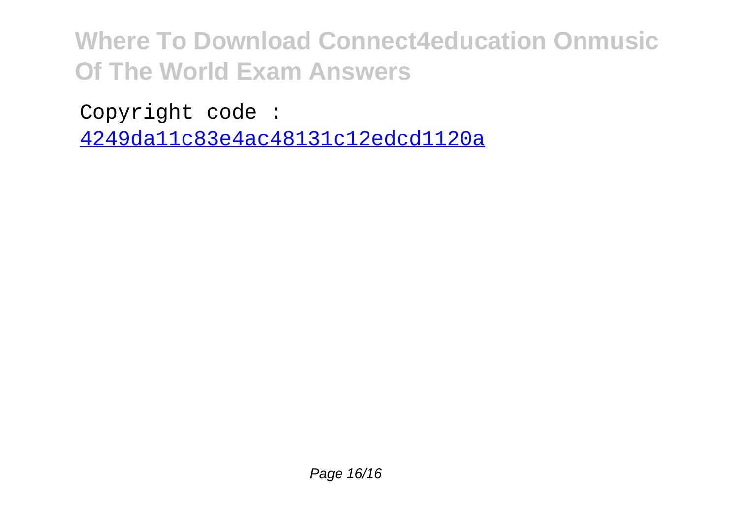Copyright code : 4249da11c83e4ac48131c12edcd1120a